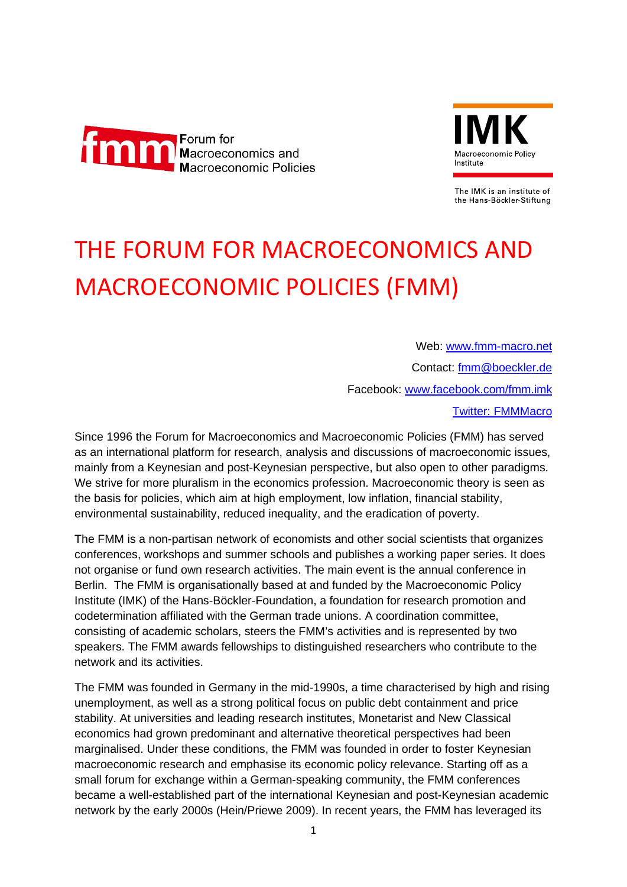fmm Forum for Macroeconomics and Macroeconomic Policies

IMK Macroeconomic Policy Institute

The IMK is an institute of the Hans-Böckler-Stiftung

# THE FORUM FOR MACROECONOMICS AND MACROECONOMIC POLICIES (FMM)

Web: [www.fmm-macro.net](www.fmm-macro.net)

Contact: [fmm@boeckler.de](mailto:fmm@boeckler.de)

Facebook: [www.facebook.com/fmm.imk](www.facebook.com/fmm.imk)

Twitter: FMMMacro

Since 1996 the Forum for Macroeconomics and Macroeconomic Policies (FMM) has served as an international platform for research, analysis and discussions of macroeconomic issues, mainly from a Keynesian and post-Keynesian perspective, but also open to other paradigms. We strive for more pluralism in the economics profession. Macroeconomic theory is seen as the basis for policies, which aim at high employment, low inflation, financial stability, environmental sustainability, reduced inequality, and the eradication of poverty.

The FMM is a non-partisan network of economists and other social scientists that organizes conferences, workshops and summer schools and publishes a working paper series. It does not organise or fund own research activities. The main event is the annual conference in Berlin. The FMM is organisationally based at and funded by the Macroeconomic Policy Institute (IMK) of the Hans-Böckler-Foundation, a foundation for research promotion and codetermination affiliated with the German trade unions. A coordination committee, consisting of academic scholars, steers the FMM's activities and is represented by two speakers. The FMM awards fellowships to distinguished researchers who contribute to the network and its activities.

The FMM was founded in Germany in the mid-1990s, a time characterised by high and rising unemployment, as well as a strong political focus on public debt containment and price stability. At universities and leading research institutes, Monetarist and New Classical economics had grown predominant and alternative theoretical perspectives had been marginalised. Under these conditions, the FMM was founded in order to foster Keynesian macroeconomic research and emphasise its economic policy relevance. Starting off as a small forum for exchange within a German-speaking community, the FMM conferences became a well-established part of the international Keynesian and post-Keynesian academic network by the early 2000s (Hein/Priewe 2009). In recent years, the FMM has leveraged its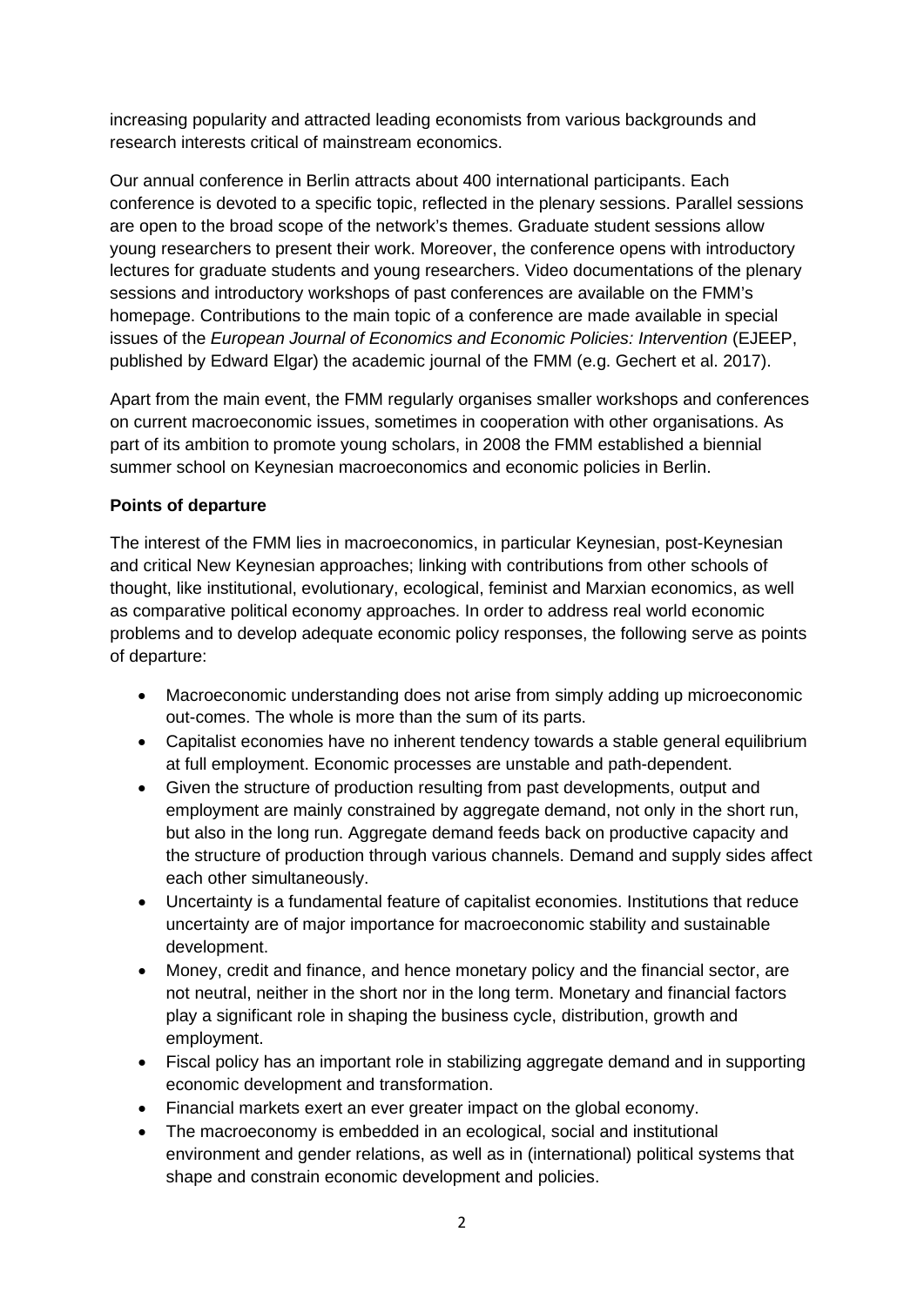increasing popularity and attracted leading economists from various backgrounds and research interests critical of mainstream economics.

Our annual conference in Berlin attracts about 400 international participants. Each conference is devoted to a specific topic, reflected in the plenary sessions. Parallel sessions are open to the broad scope of the network's themes. Graduate student sessions allow young researchers to present their work. Moreover, the conference opens with introductory lectures for graduate students and young researchers. Video documentations of the plenary sessions and introductory workshops of past conferences are available on the FMM's homepage. Contributions to the main topic of a conference are made available in special issues of the *European Journal of Economics and Economic Policies: Intervention* (EJEEP, published by Edward Elgar) the academic journal of the FMM (e.g. Gechert et al. 2017).

Apart from the main event, the FMM regularly organises smaller workshops and conferences on current macroeconomic issues, sometimes in cooperation with other organisations. As part of its ambition to promote young scholars, in 2008 the FMM established a biennial summer school on Keynesian macroeconomics and economic policies in Berlin.

**Points of departure**

The interest of the FMM lies in macroeconomics, in particular Keynesian, post-Keynesian and critical New Keynesian approaches; linking with contributions from other schools of thought, like institutional, evolutionary, ecological, feminist and Marxian economics, as well as comparative political economy approaches. In order to address real world economic problems and to develop adequate economic policy responses, the following serve as points of departure:

- Macroeconomic understanding does not arise from simply adding up microeconomic out-comes. The whole is more than the sum of its parts.
- Capitalist economies have no inherent tendency towards a stable general equilibrium at full employment. Economic processes are unstable and path-dependent.
- Given the structure of production resulting from past developments, output and employment are mainly constrained by aggregate demand, not only in the short run, but also in the long run. Aggregate demand feeds back on productive capacity and the structure of production through various channels. Demand and supply sides affect each other simultaneously.
- Uncertainty is a fundamental feature of capitalist economies. Institutions that reduce uncertainty are of major importance for macroeconomic stability and sustainable development.
- Money, credit and finance, and hence monetary policy and the financial sector, are not neutral, neither in the short nor in the long term. Monetary and financial factors play a significant role in shaping the business cycle, distribution, growth and employment.
- Fiscal policy has an important role in stabilizing aggregate demand and in supporting economic development and transformation.
- Financial markets exert an ever greater impact on the global economy.
- The macroeconomy is embedded in an ecological, social and institutional environment and gender relations, as well as in (international) political systems that shape and constrain economic development and policies.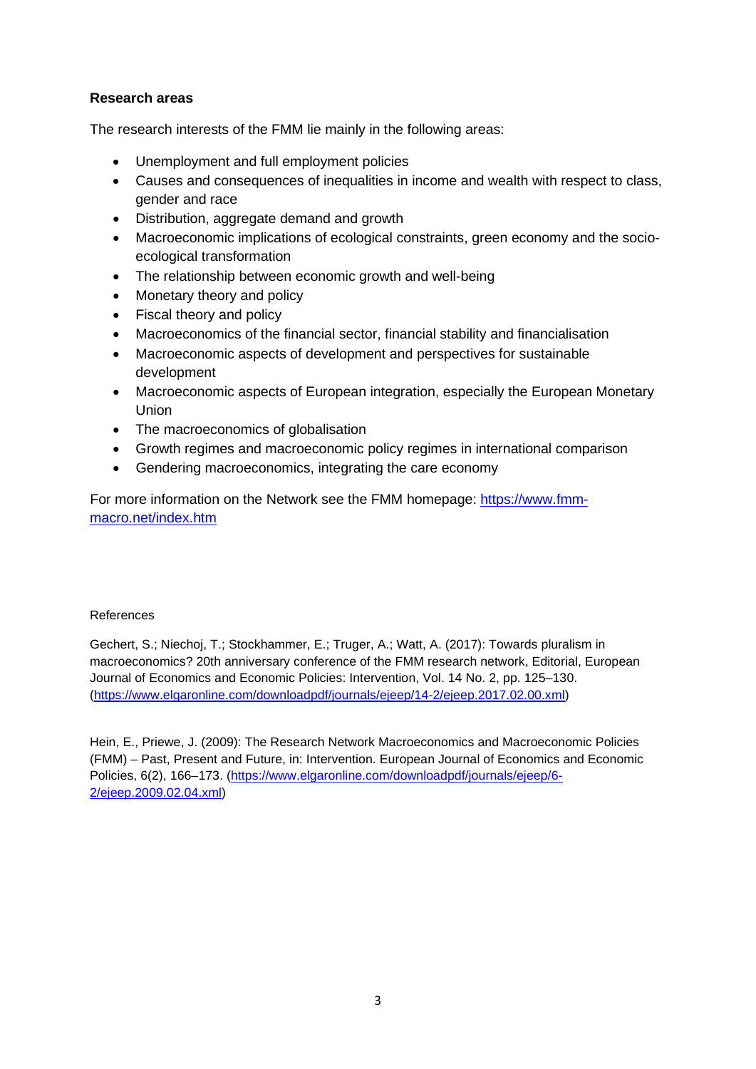**Research areas**

The research interests of the FMM lie mainly in the following areas:

- Unemployment and full employment policies
- Causes and consequences of inequalities in income and wealth with respect to class, gender and race
- Distribution, aggregate demand and growth
- Macroeconomic implications of ecological constraints, green economy and the socio-ecological transformation
- The relationship between economic growth and well-being
- Monetary theory and policy
- Fiscal theory and policy
- Macroeconomics of the financial sector, financial stability and financialisation
- Macroeconomic aspects of development and perspectives for sustainable development
- Macroeconomic aspects of European integration, especially the European Monetary Union
- The macroeconomics of globalisation
- Growth regimes and macroeconomic policy regimes in international comparison
- Gendering macroeconomics, integrating the care economy

For more information on the Network see the FMM homepage: [https://www.fmm-macro.net/index.htm](https://www.fmm-macro.net/index.htm)

References

Gechert, S.; Niechoj, T.; Stockhammer, E.; Truger, A.; Watt, A. (2017): Towards pluralism in macroeconomics? 20th anniversary conference of the FMM research network, Editorial, European Journal of Economics and Economic Policies: Intervention, Vol. 14 No. 2, pp. 125–130. ([https://www.elgaronline.com/downloadpdf/journals/ejeep/14-2/ejeep.2017.02.00.xml](https://www.elgaronline.com/downloadpdf/journals/ejeep/14-2/ejeep.2017.02.00.xml))

Hein, E., Priewe, J. (2009): The Research Network Macroeconomics and Macroeconomic Policies (FMM) – Past, Present and Future, in: Intervention. European Journal of Economics and Economic Policies, 6(2), 166–173. ([https://www.elgaronline.com/downloadpdf/journals/ejeep/6-2/ejeep.2009.02.04.xml](https://www.elgaronline.com/downloadpdf/journals/ejeep/6-2/ejeep.2009.02.04.xml))